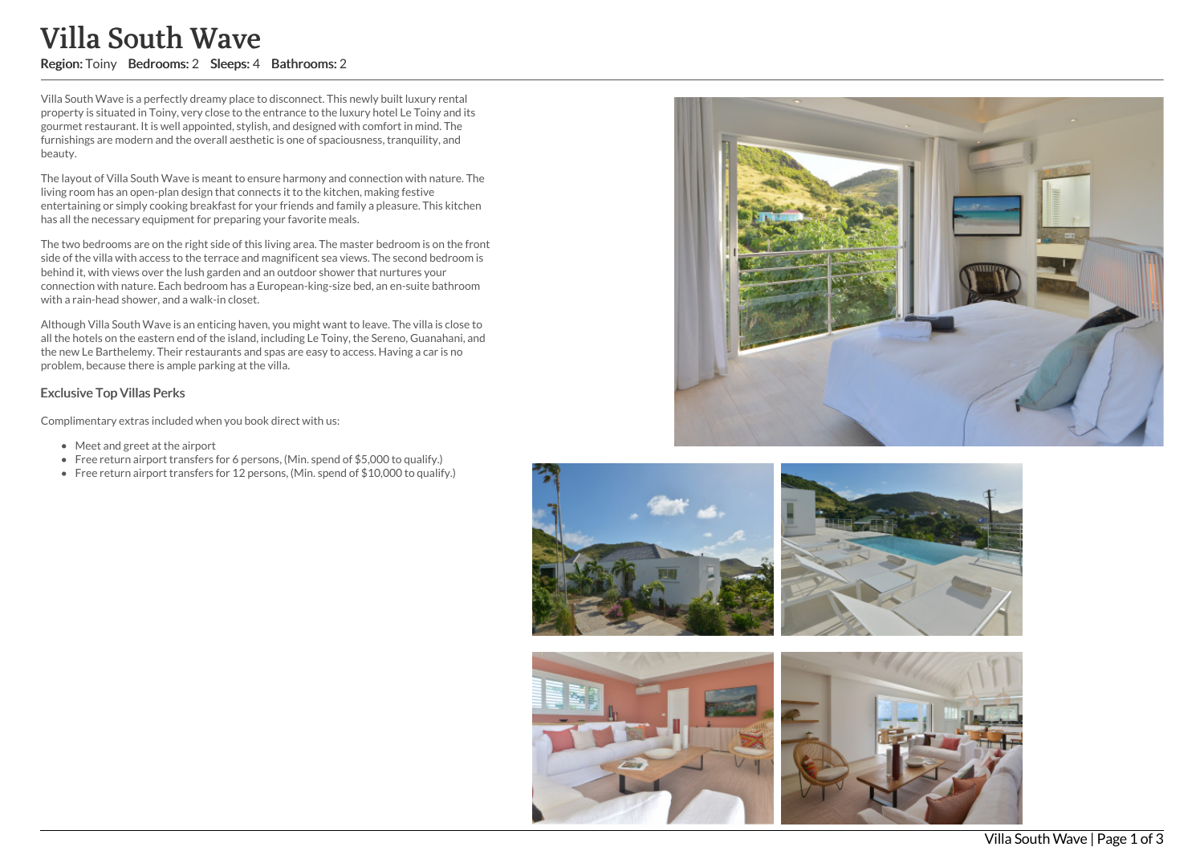# Villa South Wave

**Region:** Toiny **Bedrooms:** 2 **Sleeps:** 4 **Bathrooms:** 2

Villa South Wave is a perfectly dreamy place to disconnect. This newly built luxury rental property is situated in Toiny, very close to the entrance to the luxury hotel Le Toiny and its gourmet restaurant. It is well appointed, stylish, and designed with comfort in mind. The furnishings are modern and the overall aesthetic is one of spaciousness, tranquility, and beauty.

The layout of Villa South Wave is meant to ensure harmony and connection with nature. The living room has an open-plan design that connects it to the kitchen, making festive entertaining or simply cooking breakfast for your friends and family a pleasure. This kitchen has all the necessary equipment for preparing your favorite meals.

The two bedrooms are on the right side of this living area. The master bedroom is on the front side of the villa with access to the terrace and magnificent sea views. The second bedroom is behind it, with views over the lush garden and an outdoor shower that nurtures your connection with nature. Each bedroom has a European-king-size bed, an en-suite bathroom with a rain-head shower, and a walk-in closet.

Although Villa South Wave is an enticing haven, you might want to leave. The villa is close to all the hotels on the eastern end of the island, including Le Toiny, the Sereno, Guanahani, and the new Le Barthelemy. Their restaurants and spas are easy to access. Having a car is no problem, because there is ample parking at the villa.

### Exclusive Top Villas Perks

Complimentary extras included when you book direct with us:

- Meet and greet at the airport
- Free return airport transfers for 6 persons, (Min. spend of $5,000 to qualify.)
- Free return airport transfers for 12 persons, (Min. spend of $10,000 to qualify.)